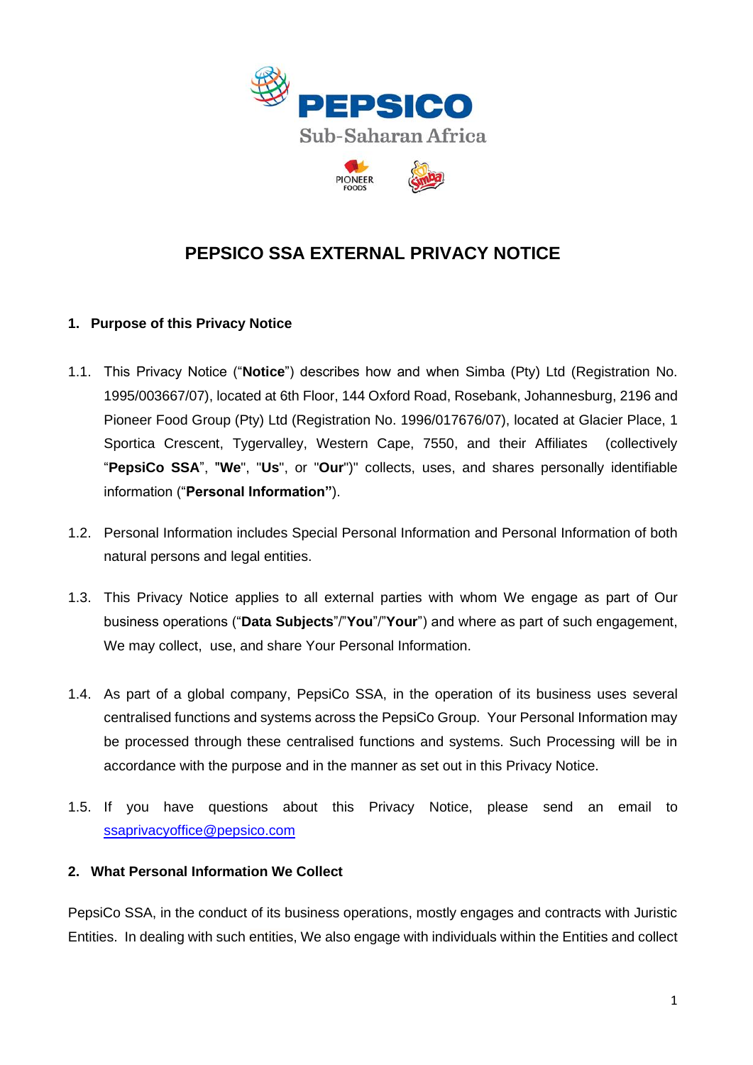PEPSICO

Sub-Saharan Africa

PIONEER FOODS

# PEPSICO SSA EXTERNAL PRIVACY NOTICE

## 1. Purpose of this Privacy Notice

1.1. This Privacy Notice ("**Notice**") describes how and when Simba (Pty) Ltd (Registration No. 1995/003667/07), located at 6th Floor, 144 Oxford Road, Rosebank, Johannesburg, 2196 and Pioneer Food Group (Pty) Ltd (Registration No. 1996/017676/07), located at Glacier Place, 1 Sportica Crescent, Tygervalley, Western Cape, 7550, and their Affiliates (collectively "**PepsiCo SSA**", "**We**", "**Us**", or "**Our**")" collects, uses, and shares personally identifiable information ("**Personal Information"**).

1.2. Personal Information includes Special Personal Information and Personal Information of both natural persons and legal entities.

1.3. This Privacy Notice applies to all external parties with whom We engage as part of Our business operations ("**Data Subjects**"/"**You**"/"**Your**") and where as part of such engagement, We may collect, use, and share Your Personal Information.

1.4. As part of a global company, PepsiCo SSA, in the operation of its business uses several centralised functions and systems across the PepsiCo Group. Your Personal Information may be processed through these centralised functions and systems. Such Processing will be in accordance with the purpose and in the manner as set out in this Privacy Notice.

1.5. If you have questions about this Privacy Notice, please send an email to ssaprivacyoffice@pepsico.com

## 2. What Personal Information We Collect

PepsiCo SSA, in the conduct of its business operations, mostly engages and contracts with Juristic Entities. In dealing with such entities, We also engage with individuals within the Entities and collect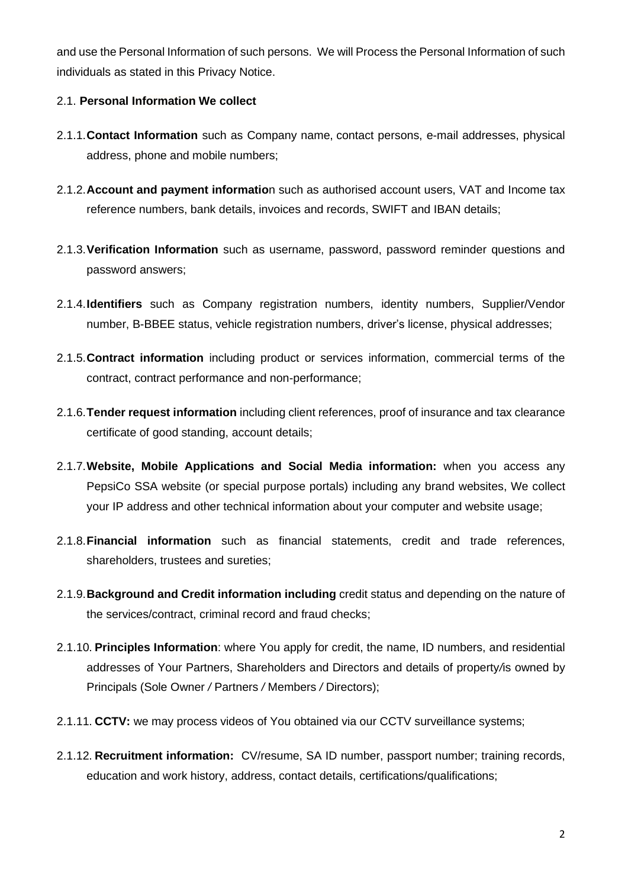and use the Personal Information of such persons. We will Process the Personal Information of such individuals as stated in this Privacy Notice.

2.1. **Personal Information We collect**

2.1.1. **Contact Information** such as Company name, contact persons, e-mail addresses, physical address, phone and mobile numbers;

2.1.2. **Account and payment informatio**n such as authorised account users, VAT and Income tax reference numbers, bank details, invoices and records, SWIFT and IBAN details;

2.1.3. **Verification Information** such as username, password, password reminder questions and password answers;

2.1.4. **Identifiers** such as Company registration numbers, identity numbers, Supplier/Vendor number, B-BBEE status, vehicle registration numbers, driver's license, physical addresses;

2.1.5. **Contract information** including product or services information, commercial terms of the contract, contract performance and non-performance;

2.1.6. **Tender request information** including client references, proof of insurance and tax clearance certificate of good standing, account details;

2.1.7. **Website, Mobile Applications and Social Media information:** when you access any PepsiCo SSA website (or special purpose portals) including any brand websites, We collect your IP address and other technical information about your computer and website usage;

2.1.8. **Financial information** such as financial statements, credit and trade references, shareholders, trustees and sureties;

2.1.9. **Background and Credit information including** credit status and depending on the nature of the services/contract, criminal record and fraud checks;

2.1.10. **Principles Information**: where You apply for credit, the name, ID numbers, and residential addresses of Your Partners, Shareholders and Directors and details of property/is owned by Principals (Sole Owner / Partners / Members / Directors);

2.1.11. **CCTV:** we may process videos of You obtained via our CCTV surveillance systems;

2.1.12. **Recruitment information:** CV/resume, SA ID number, passport number; training records, education and work history, address, contact details, certifications/qualifications;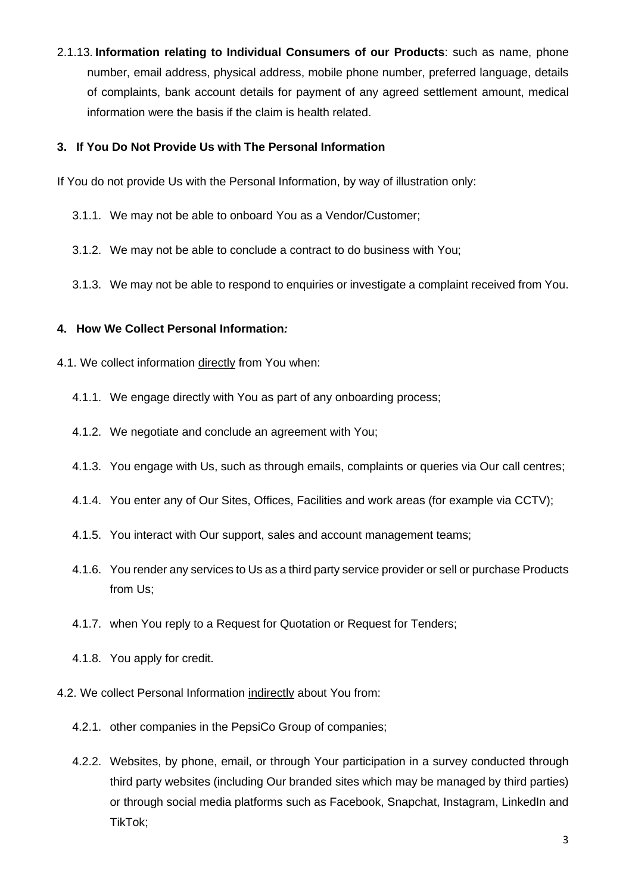2.1.13. **Information relating to Individual Consumers of our Products**: such as name, phone number, email address, physical address, mobile phone number, preferred language, details of complaints, bank account details for payment of any agreed settlement amount, medical information were the basis if the claim is health related.

### 3. If You Do Not Provide Us with The Personal Information

If You do not provide Us with the Personal Information, by way of illustration only:

3.1.1. We may not be able to onboard You as a Vendor/Customer;

3.1.2. We may not be able to conclude a contract to do business with You;

3.1.3. We may not be able to respond to enquiries or investigate a complaint received from You.

### 4. How We Collect Personal Information*:*

4.1. We collect information directly from You when:

4.1.1. We engage directly with You as part of any onboarding process;

4.1.2. We negotiate and conclude an agreement with You;

4.1.3. You engage with Us, such as through emails, complaints or queries via Our call centres;

4.1.4. You enter any of Our Sites, Offices, Facilities and work areas (for example via CCTV);

4.1.5. You interact with Our support, sales and account management teams;

4.1.6. You render any services to Us as a third party service provider or sell or purchase Products from Us;

4.1.7. when You reply to a Request for Quotation or Request for Tenders;

4.1.8. You apply for credit.

4.2. We collect Personal Information indirectly about You from:

4.2.1. other companies in the PepsiCo Group of companies;

4.2.2. Websites, by phone, email, or through Your participation in a survey conducted through third party websites (including Our branded sites which may be managed by third parties) or through social media platforms such as Facebook, Snapchat, Instagram, LinkedIn and TikTok;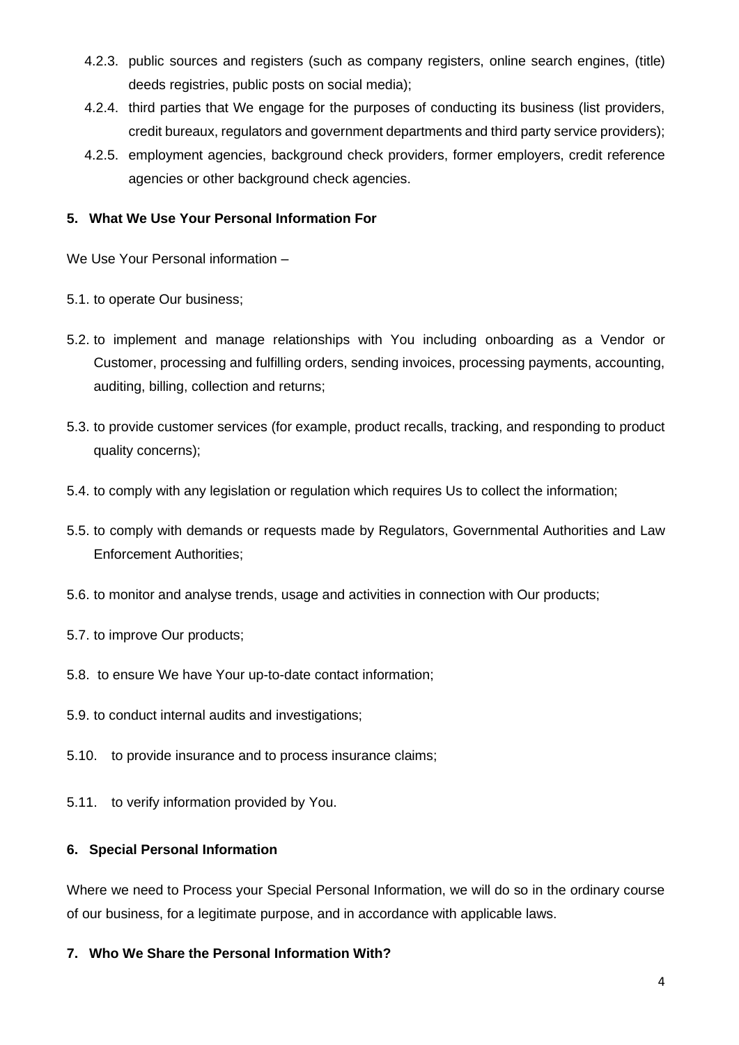4.2.3. public sources and registers (such as company registers, online search engines, (title) deeds registries, public posts on social media);

4.2.4. third parties that We engage for the purposes of conducting its business (list providers, credit bureaux, regulators and government departments and third party service providers);

4.2.5. employment agencies, background check providers, former employers, credit reference agencies or other background check agencies.

## 5. What We Use Your Personal Information For

We Use Your Personal information –

5.1. to operate Our business;

5.2. to implement and manage relationships with You including onboarding as a Vendor or Customer, processing and fulfilling orders, sending invoices, processing payments, accounting, auditing, billing, collection and returns;

5.3. to provide customer services (for example, product recalls, tracking, and responding to product quality concerns);

5.4. to comply with any legislation or regulation which requires Us to collect the information;

5.5. to comply with demands or requests made by Regulators, Governmental Authorities and Law Enforcement Authorities;

5.6. to monitor and analyse trends, usage and activities in connection with Our products;

5.7. to improve Our products;

5.8. to ensure We have Your up-to-date contact information;

5.9. to conduct internal audits and investigations;

5.10. to provide insurance and to process insurance claims;

5.11. to verify information provided by You.

## 6. Special Personal Information

Where we need to Process your Special Personal Information, we will do so in the ordinary course of our business, for a legitimate purpose, and in accordance with applicable laws.

## 7. Who We Share the Personal Information With?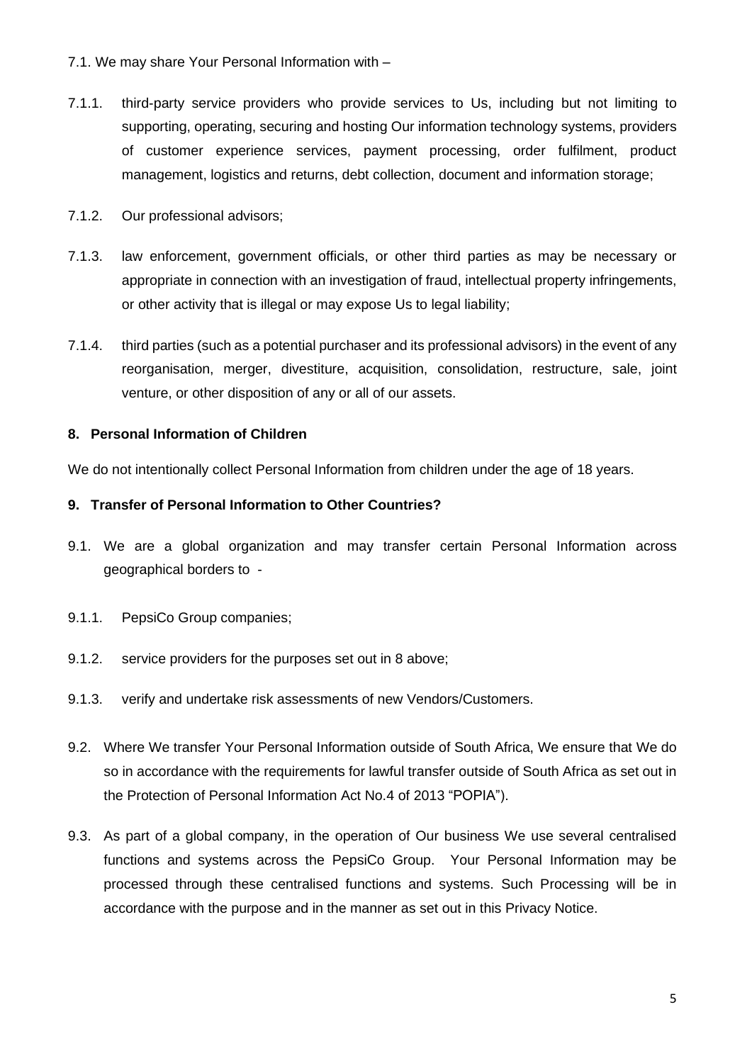7.1. We may share Your Personal Information with –

7.1.1. third-party service providers who provide services to Us, including but not limiting to supporting, operating, securing and hosting Our information technology systems, providers of customer experience services, payment processing, order fulfilment, product management, logistics and returns, debt collection, document and information storage;

7.1.2. Our professional advisors;

7.1.3. law enforcement, government officials, or other third parties as may be necessary or appropriate in connection with an investigation of fraud, intellectual property infringements, or other activity that is illegal or may expose Us to legal liability;

7.1.4. third parties (such as a potential purchaser and its professional advisors) in the event of any reorganisation, merger, divestiture, acquisition, consolidation, restructure, sale, joint venture, or other disposition of any or all of our assets.

## 8. Personal Information of Children

We do not intentionally collect Personal Information from children under the age of 18 years.

## 9. Transfer of Personal Information to Other Countries?

9.1. We are a global organization and may transfer certain Personal Information across geographical borders to -

9.1.1. PepsiCo Group companies;

9.1.2. service providers for the purposes set out in 8 above;

9.1.3. verify and undertake risk assessments of new Vendors/Customers.

9.2. Where We transfer Your Personal Information outside of South Africa, We ensure that We do so in accordance with the requirements for lawful transfer outside of South Africa as set out in the Protection of Personal Information Act No.4 of 2013 “POPIA”).

9.3. As part of a global company, in the operation of Our business We use several centralised functions and systems across the PepsiCo Group. Your Personal Information may be processed through these centralised functions and systems. Such Processing will be in accordance with the purpose and in the manner as set out in this Privacy Notice.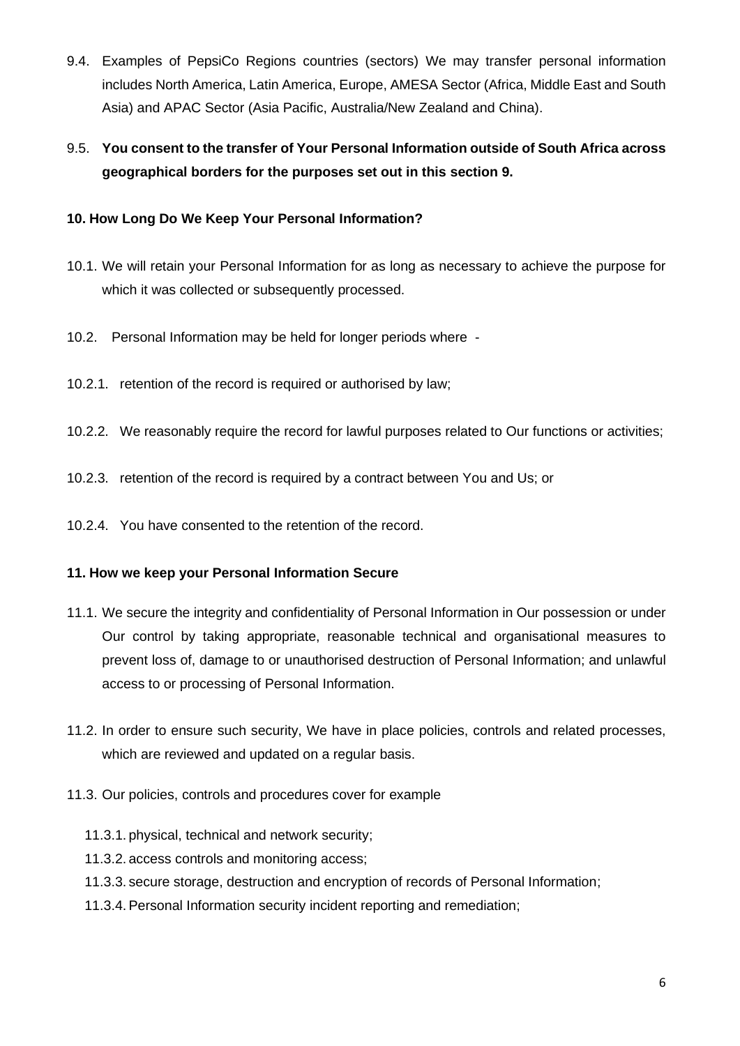9.4. Examples of PepsiCo Regions countries (sectors) We may transfer personal information includes North America, Latin America, Europe, AMESA Sector (Africa, Middle East and South Asia) and APAC Sector (Asia Pacific, Australia/New Zealand and China).

9.5. **You consent to the transfer of Your Personal Information outside of South Africa across geographical borders for the purposes set out in this section 9.**

## 10. How Long Do We Keep Your Personal Information?

10.1. We will retain your Personal Information for as long as necessary to achieve the purpose for which it was collected or subsequently processed.

10.2. Personal Information may be held for longer periods where -

10.2.1. retention of the record is required or authorised by law;

10.2.2. We reasonably require the record for lawful purposes related to Our functions or activities;

10.2.3. retention of the record is required by a contract between You and Us; or

10.2.4. You have consented to the retention of the record.

## 11. How we keep your Personal Information Secure

11.1. We secure the integrity and confidentiality of Personal Information in Our possession or under Our control by taking appropriate, reasonable technical and organisational measures to prevent loss of, damage to or unauthorised destruction of Personal Information; and unlawful access to or processing of Personal Information.

11.2. In order to ensure such security, We have in place policies, controls and related processes, which are reviewed and updated on a regular basis.

11.3. Our policies, controls and procedures cover for example

- 11.3.1. physical, technical and network security;
- 11.3.2. access controls and monitoring access;
- 11.3.3. secure storage, destruction and encryption of records of Personal Information;
- 11.3.4. Personal Information security incident reporting and remediation;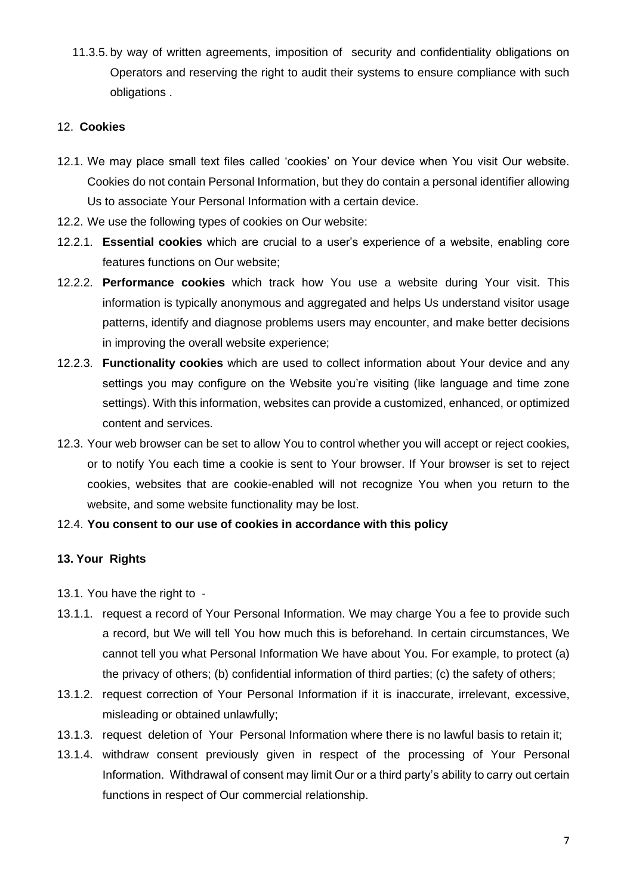11.3.5. by way of written agreements, imposition of security and confidentiality obligations on Operators and reserving the right to audit their systems to ensure compliance with such obligations .

## 12. **Cookies**

12.1. We may place small text files called 'cookies' on Your device when You visit Our website. Cookies do not contain Personal Information, but they do contain a personal identifier allowing Us to associate Your Personal Information with a certain device.

12.2. We use the following types of cookies on Our website:

12.2.1. **Essential cookies** which are crucial to a user's experience of a website, enabling core features functions on Our website;

12.2.2. **Performance cookies** which track how You use a website during Your visit. This information is typically anonymous and aggregated and helps Us understand visitor usage patterns, identify and diagnose problems users may encounter, and make better decisions in improving the overall website experience;

12.2.3. **Functionality cookies** which are used to collect information about Your device and any settings you may configure on the Website you're visiting (like language and time zone settings). With this information, websites can provide a customized, enhanced, or optimized content and services.

12.3. Your web browser can be set to allow You to control whether you will accept or reject cookies, or to notify You each time a cookie is sent to Your browser. If Your browser is set to reject cookies, websites that are cookie-enabled will not recognize You when you return to the website, and some website functionality may be lost.

12.4. **You consent to our use of cookies in accordance with this policy**

## **13. Your Rights**

13.1. You have the right to -

13.1.1. request a record of Your Personal Information. We may charge You a fee to provide such a record, but We will tell You how much this is beforehand. In certain circumstances, We cannot tell you what Personal Information We have about You. For example, to protect (a) the privacy of others; (b) confidential information of third parties; (c) the safety of others;

13.1.2. request correction of Your Personal Information if it is inaccurate, irrelevant, excessive, misleading or obtained unlawfully;

13.1.3. request deletion of Your Personal Information where there is no lawful basis to retain it;

13.1.4. withdraw consent previously given in respect of the processing of Your Personal Information. Withdrawal of consent may limit Our or a third party's ability to carry out certain functions in respect of Our commercial relationship.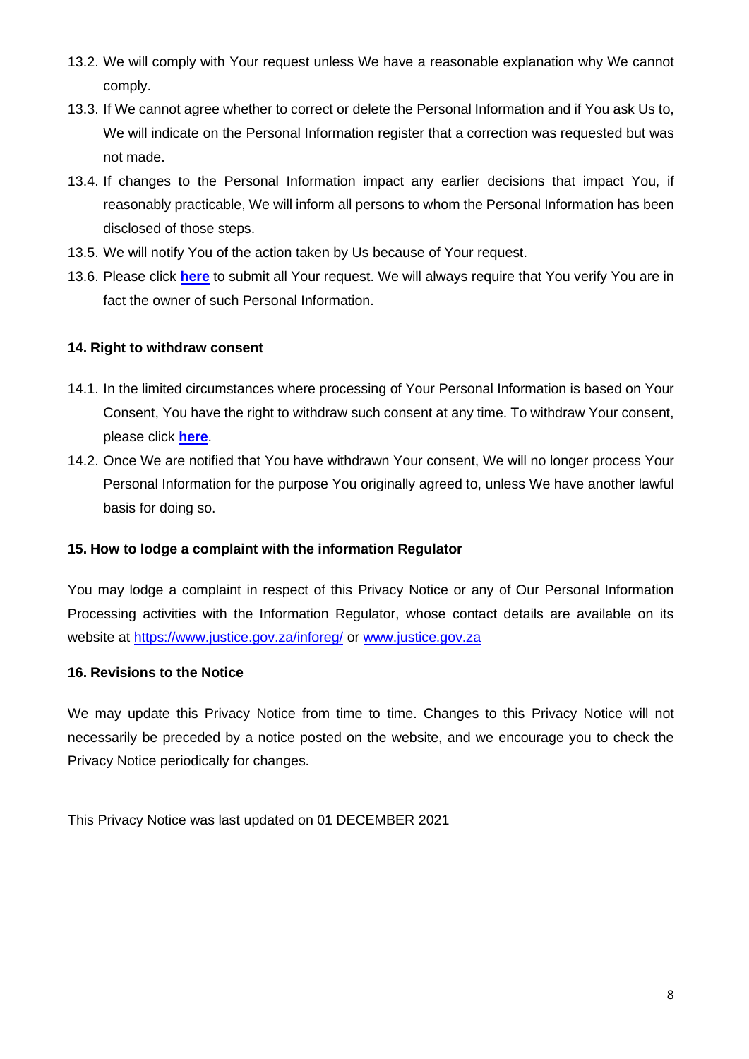13.2. We will comply with Your request unless We have a reasonable explanation why We cannot comply.

13.3. If We cannot agree whether to correct or delete the Personal Information and if You ask Us to, We will indicate on the Personal Information register that a correction was requested but was not made.

13.4. If changes to the Personal Information impact any earlier decisions that impact You, if reasonably practicable, We will inform all persons to whom the Personal Information has been disclosed of those steps.

13.5. We will notify You of the action taken by Us because of Your request.

13.6. Please click **here** to submit all Your request. We will always require that You verify You are in fact the owner of such Personal Information.

**14. Right to withdraw consent**

14.1. In the limited circumstances where processing of Your Personal Information is based on Your Consent, You have the right to withdraw such consent at any time. To withdraw Your consent, please click **here**.

14.2. Once We are notified that You have withdrawn Your consent, We will no longer process Your Personal Information for the purpose You originally agreed to, unless We have another lawful basis for doing so.

**15. How to lodge a complaint with the information Regulator**

You may lodge a complaint in respect of this Privacy Notice or any of Our Personal Information Processing activities with the Information Regulator, whose contact details are available on its website at https://www.justice.gov.za/inforeg/ or www.justice.gov.za

**16. Revisions to the Notice**

We may update this Privacy Notice from time to time. Changes to this Privacy Notice will not necessarily be preceded by a notice posted on the website, and we encourage you to check the Privacy Notice periodically for changes.

This Privacy Notice was last updated on 01 DECEMBER 2021